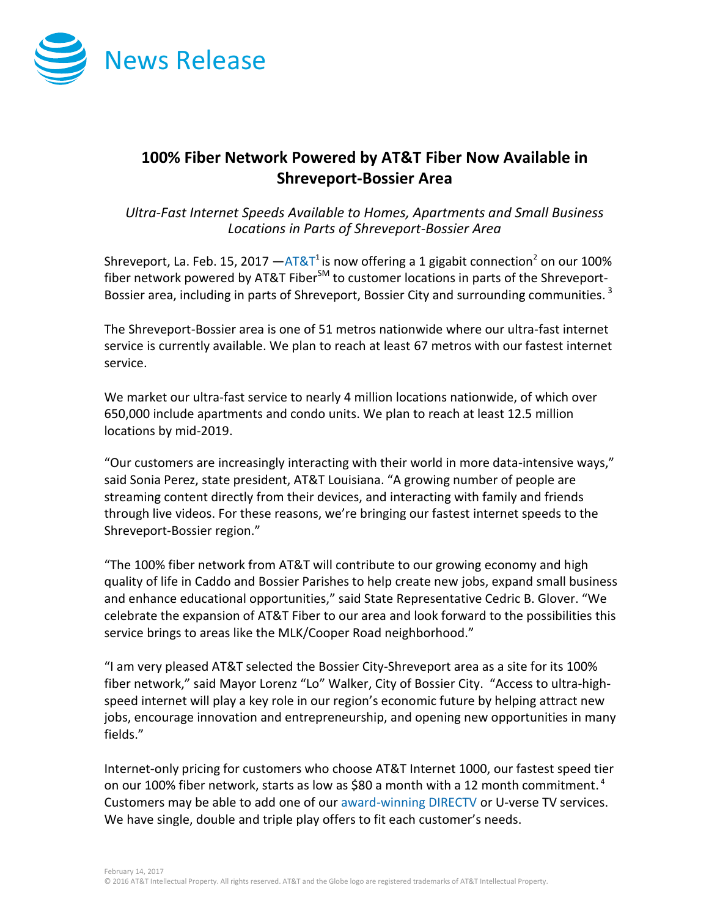News Release

# 100% Fiber Network Powered by AT&T Fiber Now Available in Shreveport-Bossier Area

*Ultra-Fast Internet Speeds Available to Homes, Apartments and Small Business Locations in Parts of Shreveport-Bossier Area*

Shreveport, La. Feb. 15, 2017 —AT&T[1] is now offering a 1 gigabit connection[2] on our 100% fiber network powered by AT&T Fiber[SM] to customer locations in parts of the Shreveport-Bossier area, including in parts of Shreveport, Bossier City and surrounding communities.[3]

The Shreveport-Bossier area is one of 51 metros nationwide where our ultra-fast internet service is currently available. We plan to reach at least 67 metros with our fastest internet service.

We market our ultra-fast service to nearly 4 million locations nationwide, of which over 650,000 include apartments and condo units. We plan to reach at least 12.5 million locations by mid-2019.

"Our customers are increasingly interacting with their world in more data-intensive ways," said Sonia Perez, state president, AT&T Louisiana. "A growing number of people are streaming content directly from their devices, and interacting with family and friends through live videos. For these reasons, we're bringing our fastest internet speeds to the Shreveport-Bossier region."

"The 100% fiber network from AT&T will contribute to our growing economy and high quality of life in Caddo and Bossier Parishes to help create new jobs, expand small business and enhance educational opportunities," said State Representative Cedric B. Glover. "We celebrate the expansion of AT&T Fiber to our area and look forward to the possibilities this service brings to areas like the MLK/Cooper Road neighborhood."

"I am very pleased AT&T selected the Bossier City-Shreveport area as a site for its 100% fiber network," said Mayor Lorenz "Lo" Walker, City of Bossier City. "Access to ultra-high-speed internet will play a key role in our region's economic future by helping attract new jobs, encourage innovation and entrepreneurship, and opening new opportunities in many fields."

Internet-only pricing for customers who choose AT&T Internet 1000, our fastest speed tier on our 100% fiber network, starts as low as $80 a month with a 12 month commitment.[4] Customers may be able to add one of our award-winning DIRECTV or U-verse TV services. We have single, double and triple play offers to fit each customer's needs.

February 14, 2017

© 2016 AT&T Intellectual Property. All rights reserved. AT&T and the Globe logo are registered trademarks of AT&T Intellectual Property.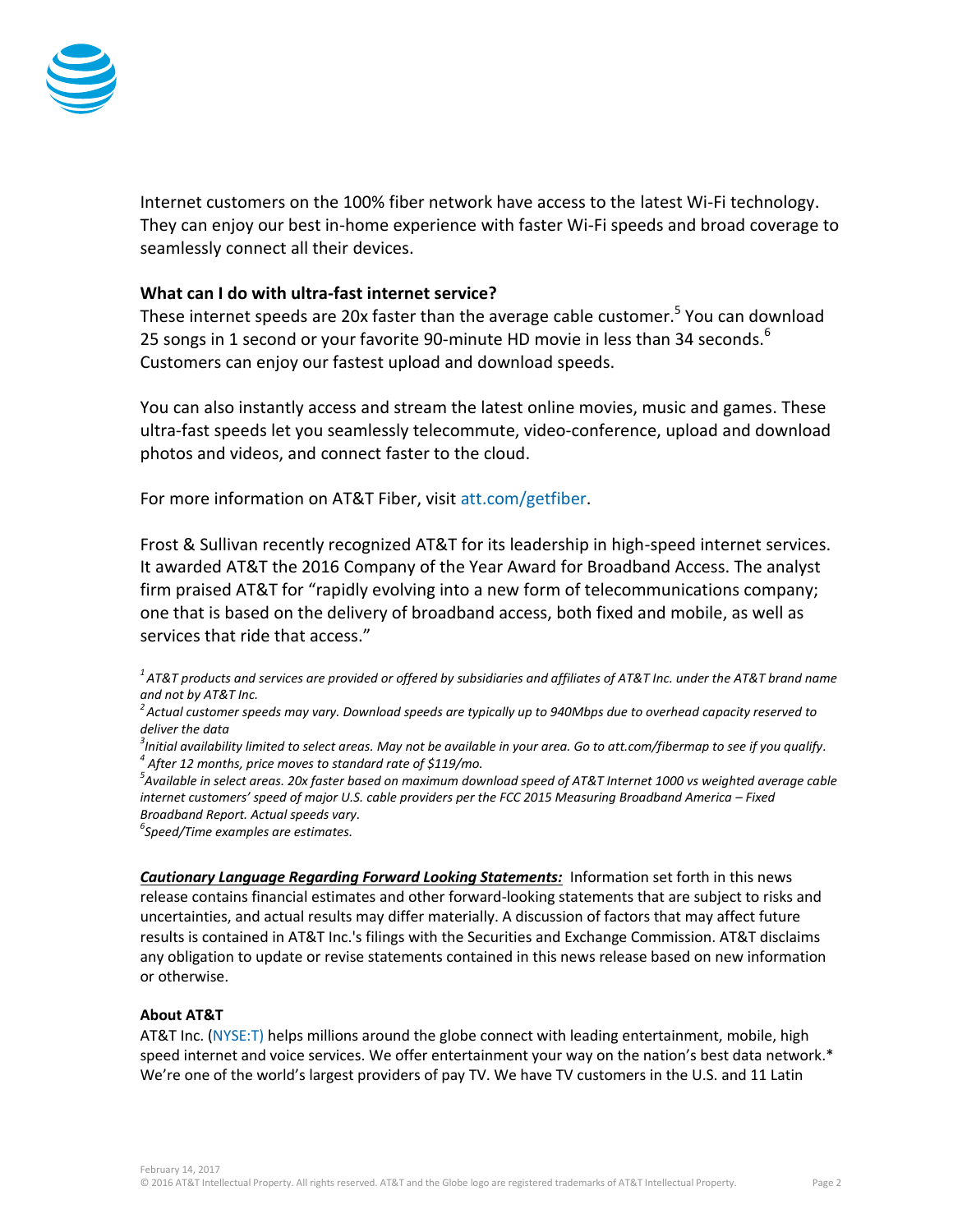Internet customers on the 100% fiber network have access to the latest Wi-Fi technology. They can enjoy our best in-home experience with faster Wi-Fi speeds and broad coverage to seamlessly connect all their devices.

**What can I do with ultra-fast internet service?**

These internet speeds are 20x faster than the average cable customer.[5] You can download 25 songs in 1 second or your favorite 90-minute HD movie in less than 34 seconds.[6] Customers can enjoy our fastest upload and download speeds.

You can also instantly access and stream the latest online movies, music and games. These ultra-fast speeds let you seamlessly telecommute, video-conference, upload and download photos and videos, and connect faster to the cloud.

For more information on AT&T Fiber, visit att.com/getfiber.

Frost & Sullivan recently recognized AT&T for its leadership in high-speed internet services. It awarded AT&T the 2016 Company of the Year Award for Broadband Access. The analyst firm praised AT&T for "rapidly evolving into a new form of telecommunications company; one that is based on the delivery of broadband access, both fixed and mobile, as well as services that ride that access."

[1] *AT&T products and services are provided or offered by subsidiaries and affiliates of AT&T Inc. under the AT&T brand name and not by AT&T Inc.*
[2] *Actual customer speeds may vary. Download speeds are typically up to 940Mbps due to overhead capacity reserved to deliver the data*
[3] *Initial availability limited to select areas. May not be available in your area. Go to att.com/fibermap to see if you qualify.*
[4] *After 12 months, price moves to standard rate of $119/mo.*
[5] *Available in select areas. 20x faster based on maximum download speed of AT&T Internet 1000 vs weighted average cable internet customers' speed of major U.S. cable providers per the FCC 2015 Measuring Broadband America – Fixed Broadband Report. Actual speeds vary.*
[6] *Speed/Time examples are estimates.*

***Cautionary Language Regarding Forward Looking Statements:*** Information set forth in this news release contains financial estimates and other forward-looking statements that are subject to risks and uncertainties, and actual results may differ materially. A discussion of factors that may affect future results is contained in AT&T Inc.'s filings with the Securities and Exchange Commission. AT&T disclaims any obligation to update or revise statements contained in this news release based on new information or otherwise.

**About AT&T**

AT&T Inc. (NYSE:T) helps millions around the globe connect with leading entertainment, mobile, high speed internet and voice services. We offer entertainment your way on the nation's best data network.* We're one of the world's largest providers of pay TV. We have TV customers in the U.S. and 11 Latin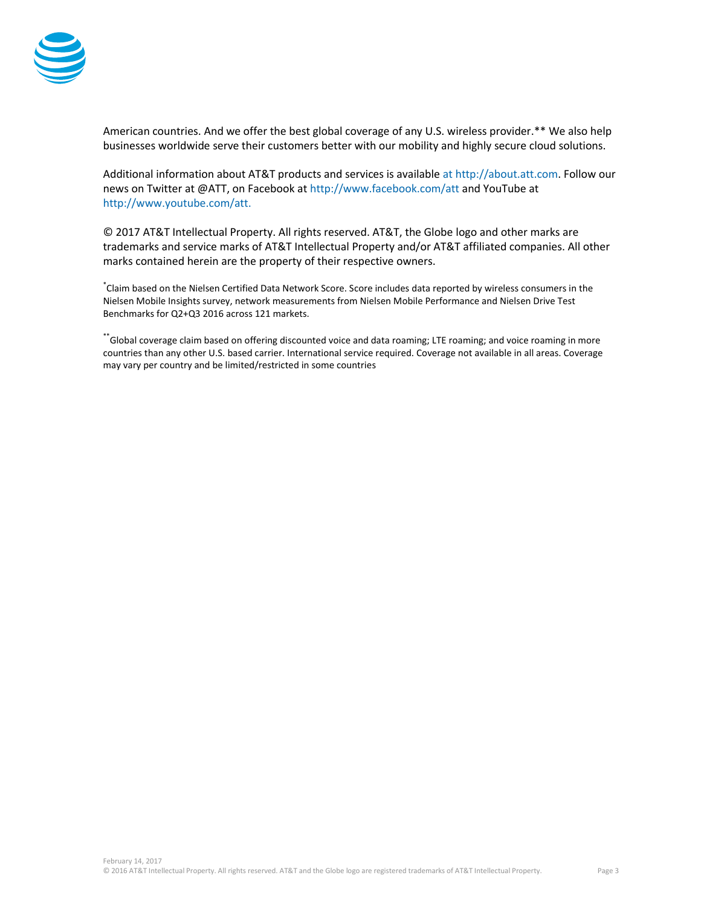American countries. And we offer the best global coverage of any U.S. wireless provider.** We also help businesses worldwide serve their customers better with our mobility and highly secure cloud solutions.

Additional information about AT&T products and services is available at http://about.att.com. Follow our news on Twitter at @ATT, on Facebook at http://www.facebook.com/att and YouTube at http://www.youtube.com/att.

© 2017 AT&T Intellectual Property. All rights reserved. AT&T, the Globe logo and other marks are trademarks and service marks of AT&T Intellectual Property and/or AT&T affiliated companies. All other marks contained herein are the property of their respective owners.

*Claim based on the Nielsen Certified Data Network Score. Score includes data reported by wireless consumers in the Nielsen Mobile Insights survey, network measurements from Nielsen Mobile Performance and Nielsen Drive Test Benchmarks for Q2+Q3 2016 across 121 markets.

**Global coverage claim based on offering discounted voice and data roaming; LTE roaming; and voice roaming in more countries than any other U.S. based carrier. International service required. Coverage not available in all areas. Coverage may vary per country and be limited/restricted in some countries